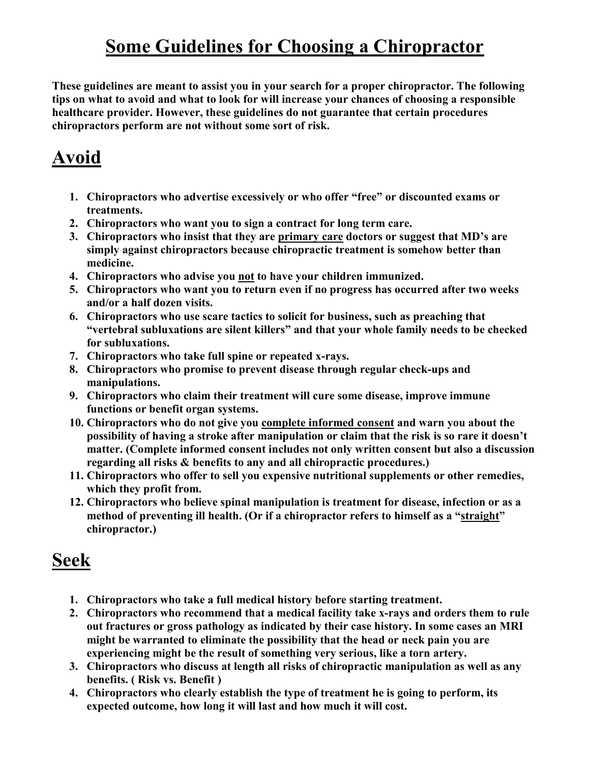# Some Guidelines for Choosing a Chiropractor

**These guidelines are meant to assist you in your search for a proper chiropractor. The following tips on what to avoid and what to look for will increase your chances of choosing a responsible healthcare provider. However, these guidelines do not guarantee that certain procedures chiropractors perform are not without some sort of risk.**

## Avoid

1. **Chiropractors who advertise excessively or who offer "free" or discounted exams or treatments.**
2. **Chiropractors who want you to sign a contract for long term care.**
3. **Chiropractors who insist that they are primary care doctors or suggest that MD's are simply against chiropractors because chiropractic treatment is somehow better than medicine.**
4. **Chiropractors who advise you not to have your children immunized.**
5. **Chiropractors who want you to return even if no progress has occurred after two weeks and/or a half dozen visits.**
6. **Chiropractors who use scare tactics to solicit for business, such as preaching that "vertebral subluxations are silent killers" and that your whole family needs to be checked for subluxations.**
7. **Chiropractors who take full spine or repeated x-rays.**
8. **Chiropractors who promise to prevent disease through regular check-ups and manipulations.**
9. **Chiropractors who claim their treatment will cure some disease, improve immune functions or benefit organ systems.**
10. **Chiropractors who do not give you complete informed consent and warn you about the possibility of having a stroke after manipulation or claim that the risk is so rare it doesn't matter. (Complete informed consent includes not only written consent but also a discussion regarding all risks & benefits to any and all chiropractic procedures.)**
11. **Chiropractors who offer to sell you expensive nutritional supplements or other remedies, which they profit from.**
12. **Chiropractors who believe spinal manipulation is treatment for disease, infection or as a method of preventing ill health. (Or if a chiropractor refers to himself as a "straight" chiropractor.)**

## Seek

1. **Chiropractors who take a full medical history before starting treatment.**
2. **Chiropractors who recommend that a medical facility take x-rays and orders them to rule out fractures or gross pathology as indicated by their case history. In some cases an MRI might be warranted to eliminate the possibility that the head or neck pain you are experiencing might be the result of something very serious, like a torn artery.**
3. **Chiropractors who discuss at length all risks of chiropractic manipulation as well as any benefits. ( Risk vs. Benefit )**
4. **Chiropractors who clearly establish the type of treatment he is going to perform, its expected outcome, how long it will last and how much it will cost.**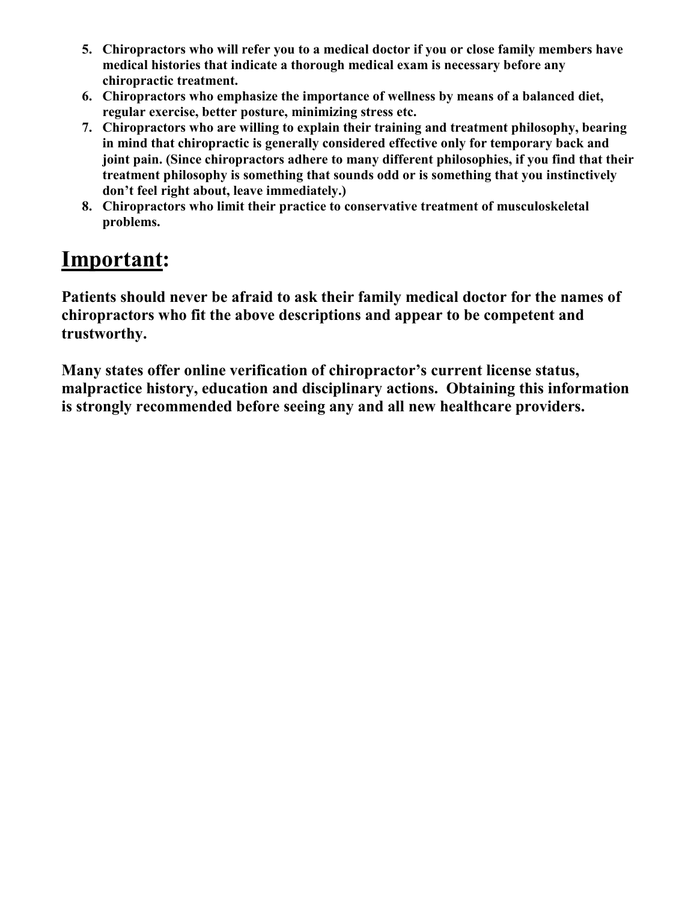5. **Chiropractors who will refer you to a medical doctor if you or close family members have medical histories that indicate a thorough medical exam is necessary before any chiropractic treatment.**
6. **Chiropractors who emphasize the importance of wellness by means of a balanced diet, regular exercise, better posture, minimizing stress etc.**
7. **Chiropractors who are willing to explain their training and treatment philosophy, bearing in mind that chiropractic is generally considered effective only for temporary back and joint pain. (Since chiropractors adhere to many different philosophies, if you find that their treatment philosophy is something that sounds odd or is something that you instinctively don't feel right about, leave immediately.)**
8. **Chiropractors who limit their practice to conservative treatment of musculoskeletal problems.**

## <u>Important</u>:

**Patients should never be afraid to ask their family medical doctor for the names of chiropractors who fit the above descriptions and appear to be competent and trustworthy.**

**Many states offer online verification of chiropractor's current license status, malpractice history, education and disciplinary actions. Obtaining this information is strongly recommended before seeing any and all new healthcare providers.**